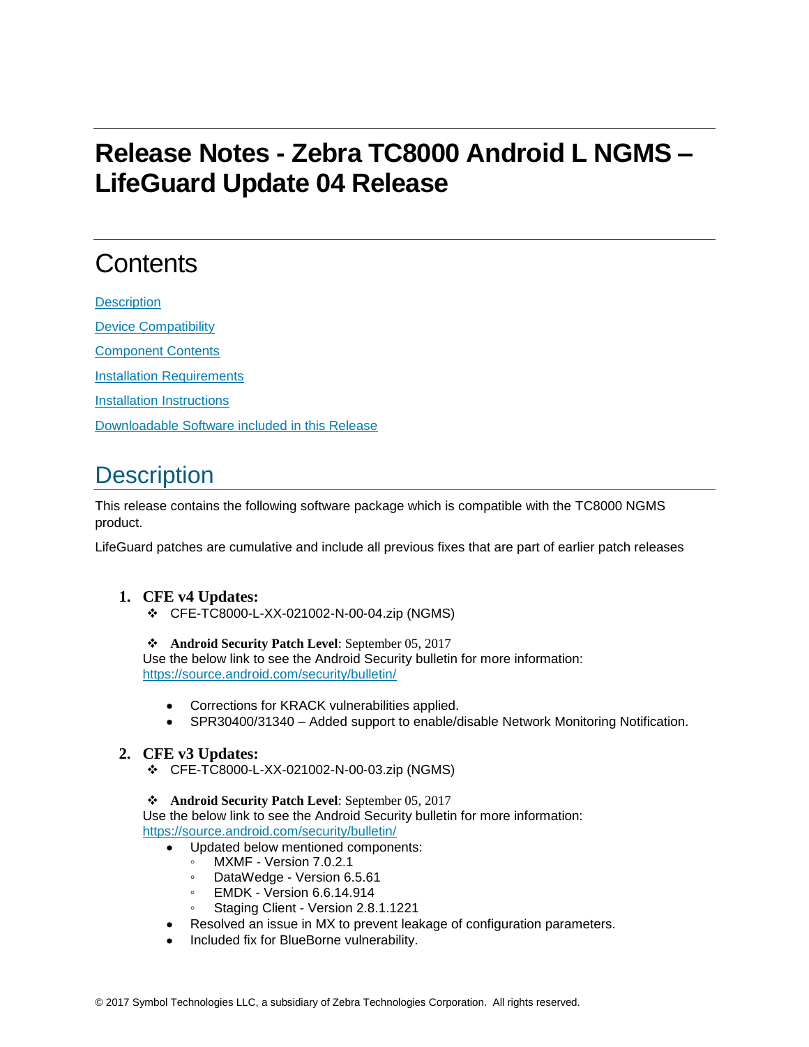# Release Notes - Zebra TC8000 Android L NGMS – LifeGuard Update 04 Release

## Contents

[Description](#description)

[Device Compatibility](#device-compatibility)

[Component Contents](#component-contents)

[Installation Requirements](#installation-requirements)

[Installation Instructions](#installation-instructions)

[Downloadable Software included in this Release](#downloadable-software-included-in-this-release)

## Description

This release contains the following software package which is compatible with the TC8000 NGMS product.

LifeGuard patches are cumulative and include all previous fixes that are part of earlier patch releases

1. **CFE v4 Updates:**
   - ❖ CFE-TC8000-L-XX-021002-N-00-04.zip (NGMS)

   - ❖ **Android Security Patch Level**: September 05, 2017

   Use the below link to see the Android Security bulletin for more information: [https://source.android.com/security/bulletin/](https://source.android.com/security/bulletin/)

   - Corrections for KRACK vulnerabilities applied.
   - SPR30400/31340 – Added support to enable/disable Network Monitoring Notification.

2. **CFE v3 Updates:**
   - ❖ CFE-TC8000-L-XX-021002-N-00-03.zip (NGMS)

   - ❖ **Android Security Patch Level**: September 05, 2017

   Use the below link to see the Android Security bulletin for more information: [https://source.android.com/security/bulletin/](https://source.android.com/security/bulletin/)

   - Updated below mentioned components:
     - MXMF - Version 7.0.2.1
     - DataWedge - Version 6.5.61
     - EMDK - Version 6.6.14.914
     - Staging Client - Version 2.8.1.1221
   - Resolved an issue in MX to prevent leakage of configuration parameters.
   - Included fix for BlueBorne vulnerability.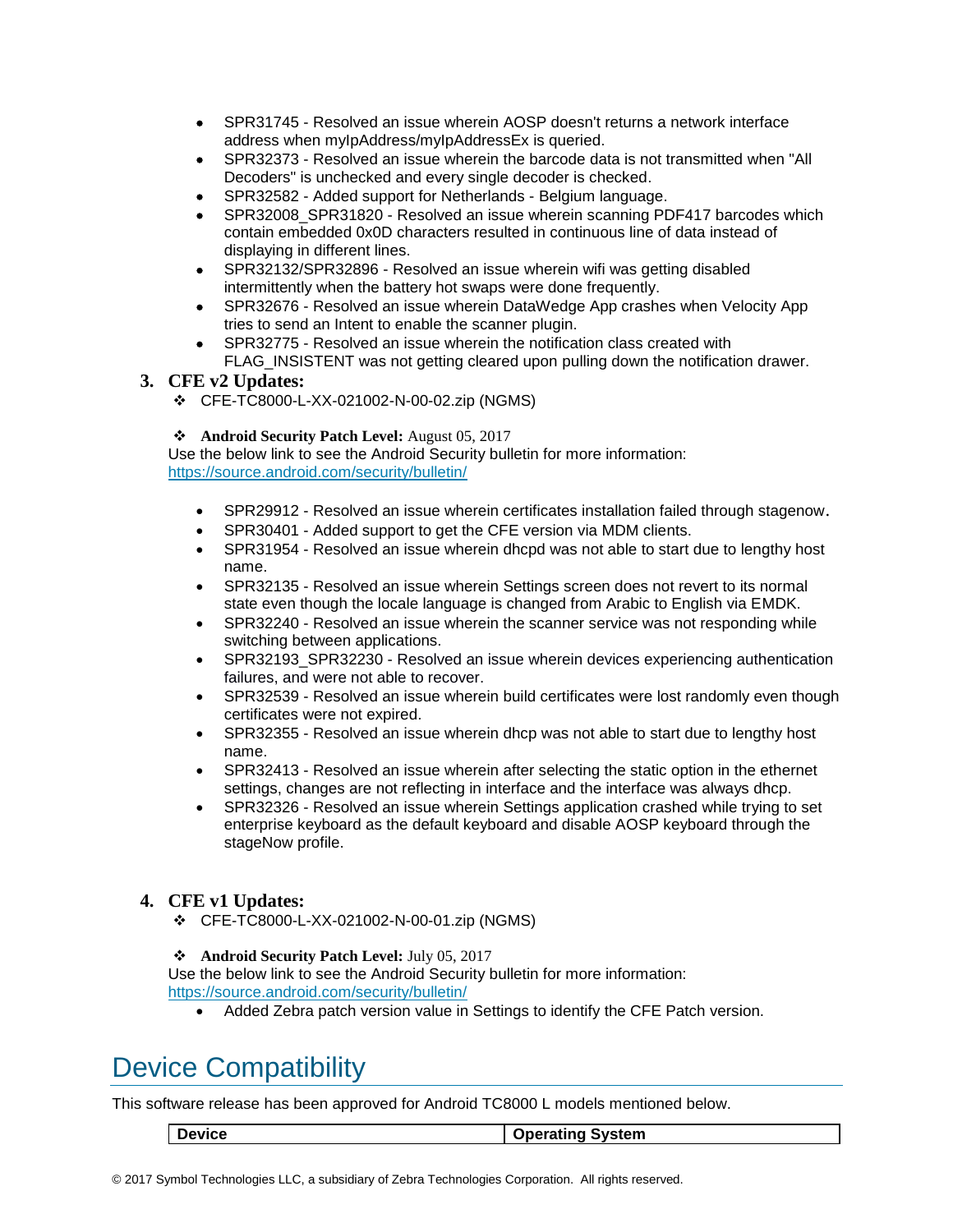- SPR31745 - Resolved an issue wherein AOSP doesn't returns a network interface address when myIpAddress/myIpAddressEx is queried.
- SPR32373 - Resolved an issue wherein the barcode data is not transmitted when "All Decoders" is unchecked and every single decoder is checked.
- SPR32582 - Added support for Netherlands - Belgium language.
- SPR32008_SPR31820 - Resolved an issue wherein scanning PDF417 barcodes which contain embedded 0x0D characters resulted in continuous line of data instead of displaying in different lines.
- SPR32132/SPR32896 - Resolved an issue wherein wifi was getting disabled intermittently when the battery hot swaps were done frequently.
- SPR32676 - Resolved an issue wherein DataWedge App crashes when Velocity App tries to send an Intent to enable the scanner plugin.
- SPR32775 - Resolved an issue wherein the notification class created with FLAG_INSISTENT was not getting cleared upon pulling down the notification drawer.

3. **CFE v2 Updates:**
   - ❖ CFE-TC8000-L-XX-021002-N-00-02.zip (NGMS)

   - ❖ **Android Security Patch Level:** August 05, 2017

   Use the below link to see the Android Security bulletin for more information: https://source.android.com/security/bulletin/

   - SPR29912 - Resolved an issue wherein certificates installation failed through stagenow.
   - SPR30401 - Added support to get the CFE version via MDM clients.
   - SPR31954 - Resolved an issue wherein dhcpd was not able to start due to lengthy host name.
   - SPR32135 - Resolved an issue wherein Settings screen does not revert to its normal state even though the locale language is changed from Arabic to English via EMDK.
   - SPR32240 - Resolved an issue wherein the scanner service was not responding while switching between applications.
   - SPR32193_SPR32230 - Resolved an issue wherein devices experiencing authentication failures, and were not able to recover.
   - SPR32539 - Resolved an issue wherein build certificates were lost randomly even though certificates were not expired.
   - SPR32355 - Resolved an issue wherein dhcp was not able to start due to lengthy host name.
   - SPR32413 - Resolved an issue wherein after selecting the static option in the ethernet settings, changes are not reflecting in interface and the interface was always dhcp.
   - SPR32326 - Resolved an issue wherein Settings application crashed while trying to set enterprise keyboard as the default keyboard and disable AOSP keyboard through the stageNow profile.

4. **CFE v1 Updates:**
   - ❖ CFE-TC8000-L-XX-021002-N-00-01.zip (NGMS)

   - ❖ **Android Security Patch Level:** July 05, 2017

   Use the below link to see the Android Security bulletin for more information: https://source.android.com/security/bulletin/

   - Added Zebra patch version value in Settings to identify the CFE Patch version.

# Device Compatibility

This software release has been approved for Android TC8000 L models mentioned below.

| Device | Operating System |
|---|---|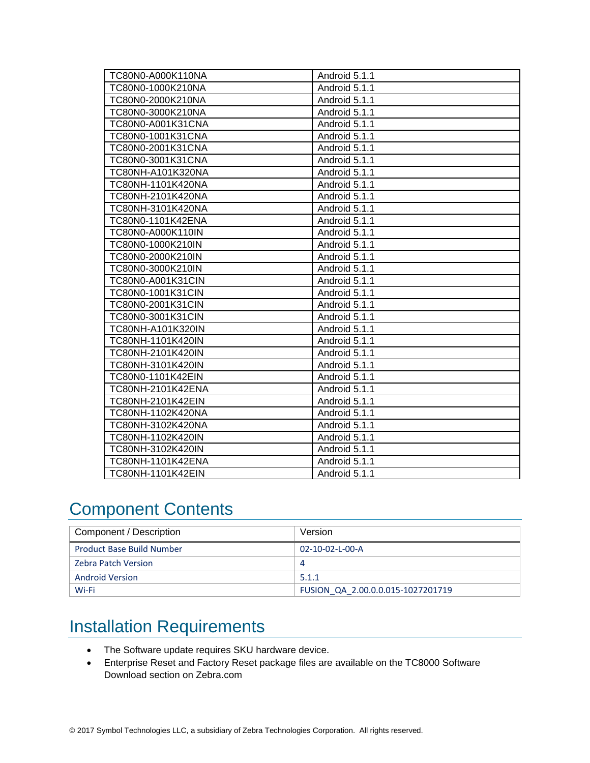| TC80N0-A000K110NA | Android 5.1.1 |
|---|---|
| TC80N0-1000K210NA | Android 5.1.1 |
| TC80N0-2000K210NA | Android 5.1.1 |
| TC80N0-3000K210NA | Android 5.1.1 |
| TC80N0-A001K31CNA | Android 5.1.1 |
| TC80N0-1001K31CNA | Android 5.1.1 |
| TC80N0-2001K31CNA | Android 5.1.1 |
| TC80N0-3001K31CNA | Android 5.1.1 |
| TC80NH-A101K320NA | Android 5.1.1 |
| TC80NH-1101K420NA | Android 5.1.1 |
| TC80NH-2101K420NA | Android 5.1.1 |
| TC80NH-3101K420NA | Android 5.1.1 |
| TC80N0-1101K42ENA | Android 5.1.1 |
| TC80N0-A000K110IN | Android 5.1.1 |
| TC80N0-1000K210IN | Android 5.1.1 |
| TC80N0-2000K210IN | Android 5.1.1 |
| TC80N0-3000K210IN | Android 5.1.1 |
| TC80N0-A001K31CIN | Android 5.1.1 |
| TC80N0-1001K31CIN | Android 5.1.1 |
| TC80N0-2001K31CIN | Android 5.1.1 |
| TC80N0-3001K31CIN | Android 5.1.1 |
| TC80NH-A101K320IN | Android 5.1.1 |
| TC80NH-1101K420IN | Android 5.1.1 |
| TC80NH-2101K420IN | Android 5.1.1 |
| TC80NH-3101K420IN | Android 5.1.1 |
| TC80N0-1101K42EIN | Android 5.1.1 |
| TC80NH-2101K42ENA | Android 5.1.1 |
| TC80NH-2101K42EIN | Android 5.1.1 |
| TC80NH-1102K420NA | Android 5.1.1 |
| TC80NH-3102K420NA | Android 5.1.1 |
| TC80NH-1102K420IN | Android 5.1.1 |
| TC80NH-3102K420IN | Android 5.1.1 |
| TC80NH-1101K42ENA | Android 5.1.1 |
| TC80NH-1101K42EIN | Android 5.1.1 |

# Component Contents

| Component / Description | Version |
|---|---|
| Product Base Build Number | 02-10-02-L-00-A |
| Zebra Patch Version | 4 |
| Android Version | 5.1.1 |
| Wi-Fi | FUSION_QA_2.00.0.0.015-1027201719 |

# Installation Requirements

- The Software update requires SKU hardware device.
- Enterprise Reset and Factory Reset package files are available on the TC8000 Software Download section on Zebra.com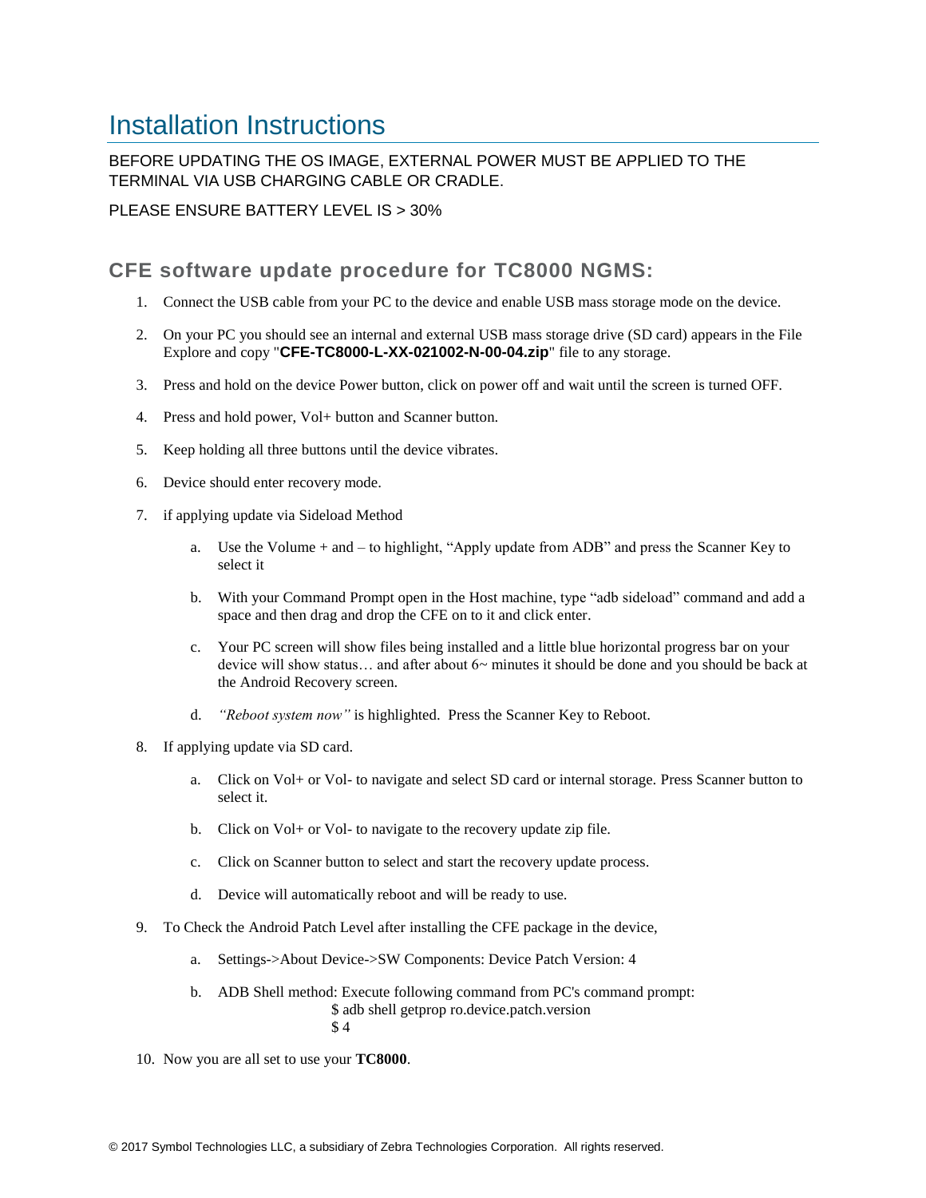# Installation Instructions

BEFORE UPDATING THE OS IMAGE, EXTERNAL POWER MUST BE APPLIED TO THE TERMINAL VIA USB CHARGING CABLE OR CRADLE.

PLEASE ENSURE BATTERY LEVEL IS > 30%

## CFE software update procedure for TC8000 NGMS:

1. Connect the USB cable from your PC to the device and enable USB mass storage mode on the device.
2. On your PC you should see an internal and external USB mass storage drive (SD card) appears in the File Explore and copy "**CFE-TC8000-L-XX-021002-N-00-04.zip**" file to any storage.
3. Press and hold on the device Power button, click on power off and wait until the screen is turned OFF.
4. Press and hold power, Vol+ button and Scanner button.
5. Keep holding all three buttons until the device vibrates.
6. Device should enter recovery mode.
7. if applying update via Sideload Method
   a. Use the Volume + and – to highlight, "Apply update from ADB" and press the Scanner Key to select it
   b. With your Command Prompt open in the Host machine, type "adb sideload" command and add a space and then drag and drop the CFE on to it and click enter.
   c. Your PC screen will show files being installed and a little blue horizontal progress bar on your device will show status… and after about 6~ minutes it should be done and you should be back at the Android Recovery screen.
   d. *"Reboot system now"* is highlighted. Press the Scanner Key to Reboot.
8. If applying update via SD card.
   a. Click on Vol+ or Vol- to navigate and select SD card or internal storage. Press Scanner button to select it.
   b. Click on Vol+ or Vol- to navigate to the recovery update zip file.
   c. Click on Scanner button to select and start the recovery update process.
   d. Device will automatically reboot and will be ready to use.
9. To Check the Android Patch Level after installing the CFE package in the device,
   a. Settings->About Device->SW Components: Device Patch Version: 4
   b. ADB Shell method: Execute following command from PC's command prompt:
      ```
      $ adb shell getprop ro.device.patch.version
      $ 4
      ```
10. Now you are all set to use your **TC8000**.

© 2017 Symbol Technologies LLC, a subsidiary of Zebra Technologies Corporation. All rights reserved.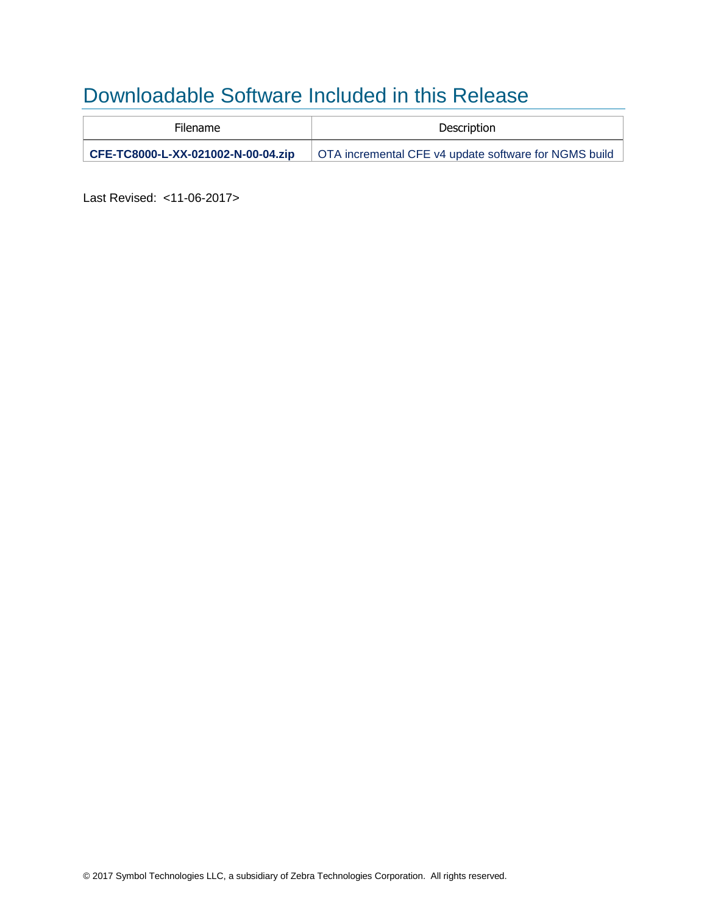# Downloadable Software Included in this Release

| Filename | Description |
|---|---|
| **CFE-TC8000-L-XX-021002-N-00-04.zip** | OTA incremental CFE v4 update software for NGMS build |

Last Revised: <11-06-2017>

© 2017 Symbol Technologies LLC, a subsidiary of Zebra Technologies Corporation. All rights reserved.